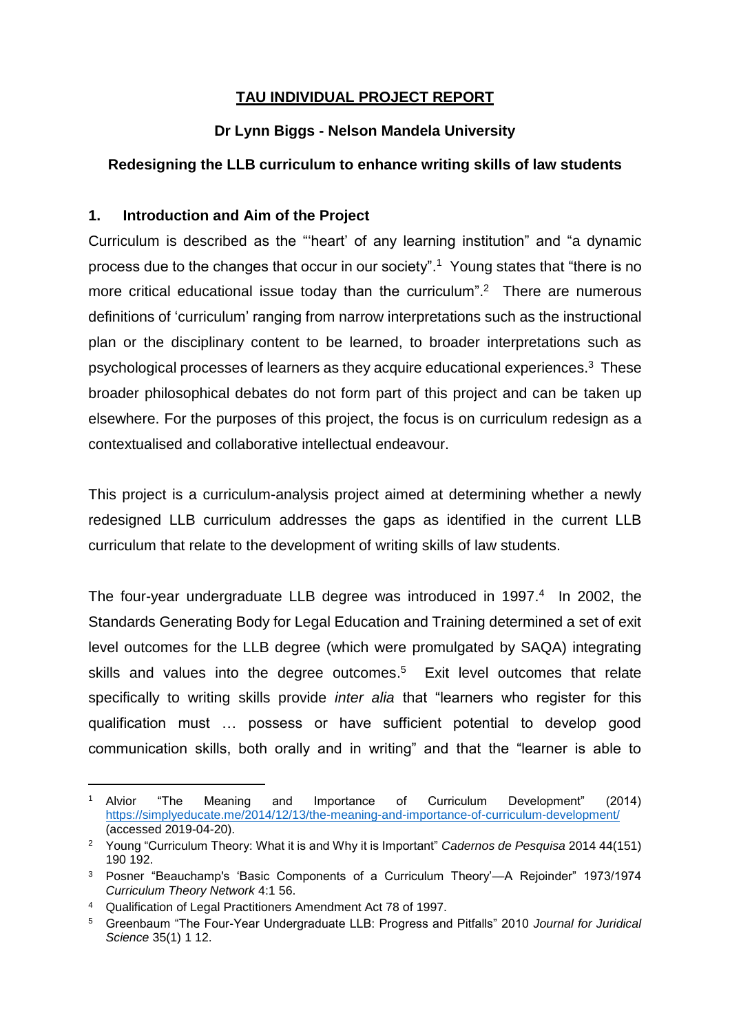# TAU INDIVIDUAL PROJECT REPORT

**Dr Lynn Biggs - Nelson Mandela University**

**Redesigning the LLB curriculum to enhance writing skills of law students**

## 1. Introduction and Aim of the Project

Curriculum is described as the "'heart' of any learning institution" and "a dynamic process due to the changes that occur in our society".[1] Young states that "there is no more critical educational issue today than the curriculum".[2] There are numerous definitions of 'curriculum' ranging from narrow interpretations such as the instructional plan or the disciplinary content to be learned, to broader interpretations such as psychological processes of learners as they acquire educational experiences.[3] These broader philosophical debates do not form part of this project and can be taken up elsewhere. For the purposes of this project, the focus is on curriculum redesign as a contextualised and collaborative intellectual endeavour.

This project is a curriculum-analysis project aimed at determining whether a newly redesigned LLB curriculum addresses the gaps as identified in the current LLB curriculum that relate to the development of writing skills of law students.

The four-year undergraduate LLB degree was introduced in 1997.[4] In 2002, the Standards Generating Body for Legal Education and Training determined a set of exit level outcomes for the LLB degree (which were promulgated by SAQA) integrating skills and values into the degree outcomes.[5] Exit level outcomes that relate specifically to writing skills provide *inter alia* that "learners who register for this qualification must … possess or have sufficient potential to develop good communication skills, both orally and in writing" and that the "learner is able to

---

[1] Alvior "The Meaning and Importance of Curriculum Development" (2014) https://simplyeducate.me/2014/12/13/the-meaning-and-importance-of-curriculum-development/ (accessed 2019-04-20).

[2] Young "Curriculum Theory: What it is and Why it is Important" *Cadernos de Pesquisa* 2014 44(151) 190 192.

[3] Posner "Beauchamp's 'Basic Components of a Curriculum Theory'—A Rejoinder" 1973/1974 *Curriculum Theory Network* 4:1 56.

[4] Qualification of Legal Practitioners Amendment Act 78 of 1997.

[5] Greenbaum "The Four-Year Undergraduate LLB: Progress and Pitfalls" 2010 *Journal for Juridical Science* 35(1) 1 12.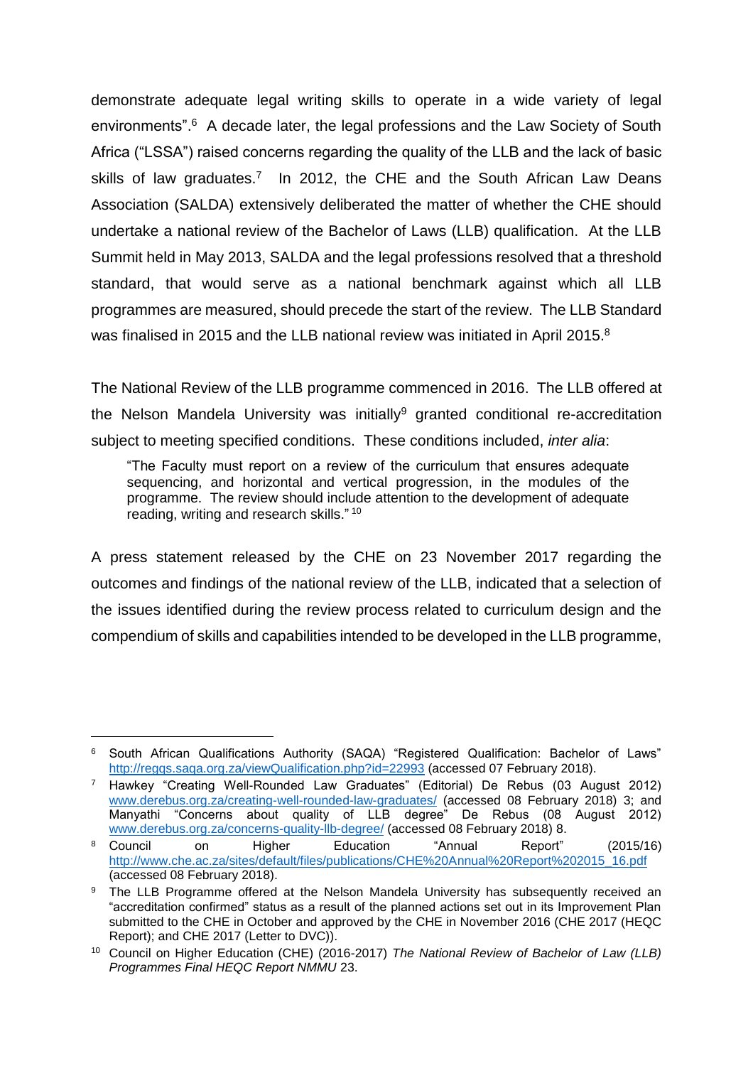demonstrate adequate legal writing skills to operate in a wide variety of legal environments".[6] A decade later, the legal professions and the Law Society of South Africa ("LSSA") raised concerns regarding the quality of the LLB and the lack of basic skills of law graduates.[7] In 2012, the CHE and the South African Law Deans Association (SALDA) extensively deliberated the matter of whether the CHE should undertake a national review of the Bachelor of Laws (LLB) qualification. At the LLB Summit held in May 2013, SALDA and the legal professions resolved that a threshold standard, that would serve as a national benchmark against which all LLB programmes are measured, should precede the start of the review. The LLB Standard was finalised in 2015 and the LLB national review was initiated in April 2015.[8]

The National Review of the LLB programme commenced in 2016. The LLB offered at the Nelson Mandela University was initially[9] granted conditional re-accreditation subject to meeting specified conditions. These conditions included, *inter alia*:

> "The Faculty must report on a review of the curriculum that ensures adequate sequencing, and horizontal and vertical progression, in the modules of the programme. The review should include attention to the development of adequate reading, writing and research skills." [10]

A press statement released by the CHE on 23 November 2017 regarding the outcomes and findings of the national review of the LLB, indicated that a selection of the issues identified during the review process related to curriculum design and the compendium of skills and capabilities intended to be developed in the LLB programme,

---

[6] South African Qualifications Authority (SAQA) "Registered Qualification: Bachelor of Laws" http://regqs.saqa.org.za/viewQualification.php?id=22993 (accessed 07 February 2018).

[7] Hawkey "Creating Well-Rounded Law Graduates" (Editorial) De Rebus (03 August 2012) www.derebus.org.za/creating-well-rounded-law-graduates/ (accessed 08 February 2018) 3; and Manyathi "Concerns about quality of LLB degree" De Rebus (08 August 2012) www.derebus.org.za/concerns-quality-llb-degree/ (accessed 08 February 2018) 8.

[8] Council on Higher Education "Annual Report" (2015/16) http://www.che.ac.za/sites/default/files/publications/CHE%20Annual%20Report%202015_16.pdf (accessed 08 February 2018).

[9] The LLB Programme offered at the Nelson Mandela University has subsequently received an "accreditation confirmed" status as a result of the planned actions set out in its Improvement Plan submitted to the CHE in October and approved by the CHE in November 2016 (CHE 2017 (HEQC Report); and CHE 2017 (Letter to DVC)).

[10] Council on Higher Education (CHE) (2016-2017) *The National Review of Bachelor of Law (LLB) Programmes Final HEQC Report NMMU* 23.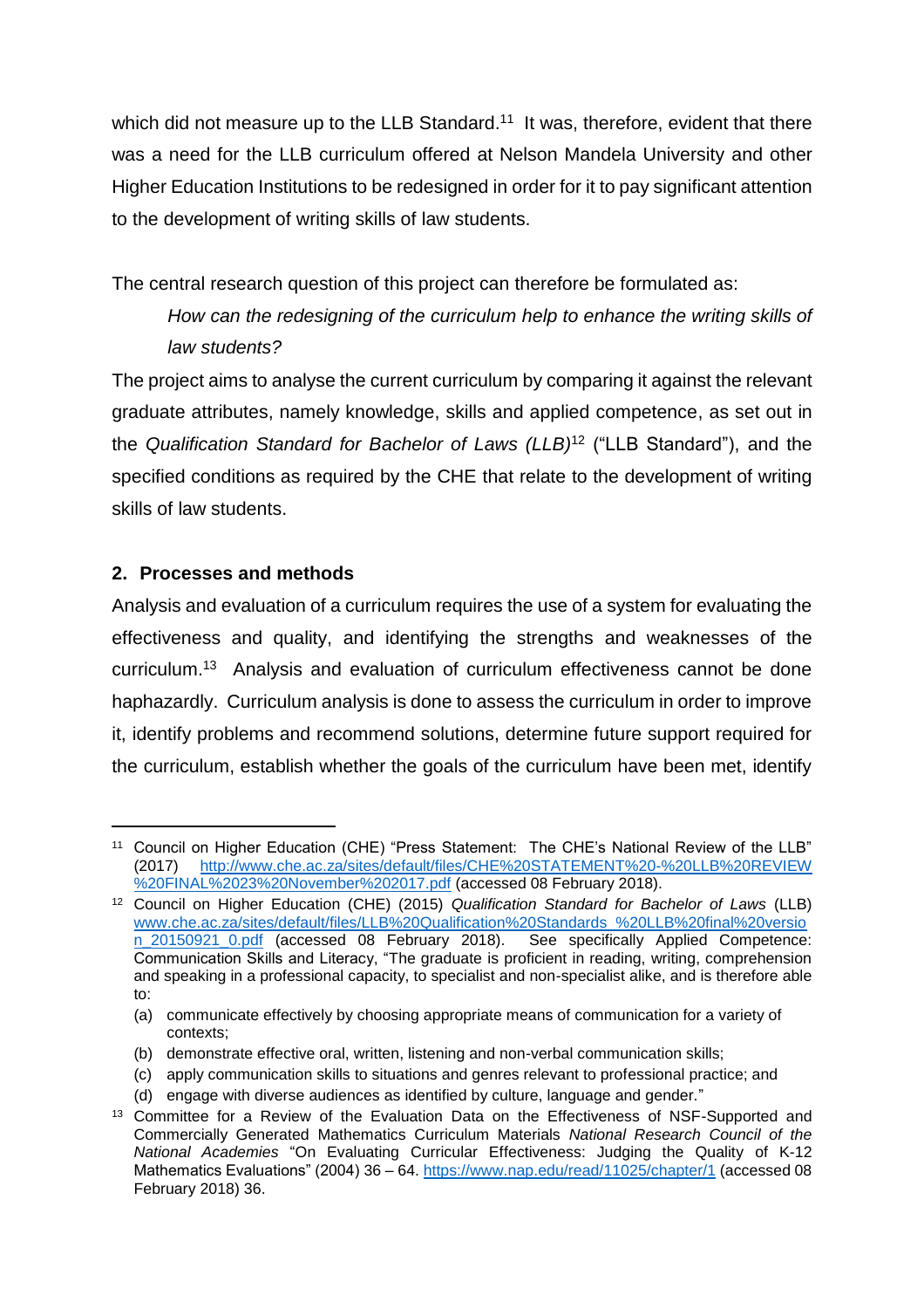which did not measure up to the LLB Standard.[11] It was, therefore, evident that there was a need for the LLB curriculum offered at Nelson Mandela University and other Higher Education Institutions to be redesigned in order for it to pay significant attention to the development of writing skills of law students.

The central research question of this project can therefore be formulated as:

> *How can the redesigning of the curriculum help to enhance the writing skills of law students?*

The project aims to analyse the current curriculum by comparing it against the relevant graduate attributes, namely knowledge, skills and applied competence, as set out in the *Qualification Standard for Bachelor of Laws (LLB)*[12] ("LLB Standard"), and the specified conditions as required by the CHE that relate to the development of writing skills of law students.

## 2. Processes and methods

Analysis and evaluation of a curriculum requires the use of a system for evaluating the effectiveness and quality, and identifying the strengths and weaknesses of the curriculum.[13] Analysis and evaluation of curriculum effectiveness cannot be done haphazardly. Curriculum analysis is done to assess the curriculum in order to improve it, identify problems and recommend solutions, determine future support required for the curriculum, establish whether the goals of the curriculum have been met, identify

---

[11] Council on Higher Education (CHE) "Press Statement: The CHE's National Review of the LLB" (2017) http://www.che.ac.za/sites/default/files/CHE%20STATEMENT%20-%20LLB%20REVIEW%20FINAL%2023%20November%202017.pdf (accessed 08 February 2018).

[12] Council on Higher Education (CHE) (2015) *Qualification Standard for Bachelor of Laws* (LLB) www.che.ac.za/sites/default/files/LLB%20Qualification%20Standards_%20LLB%20final%20version_20150921_0.pdf (accessed 08 February 2018). See specifically Applied Competence: Communication Skills and Literacy, "The graduate is proficient in reading, writing, comprehension and speaking in a professional capacity, to specialist and non-specialist alike, and is therefore able to:

(a) communicate effectively by choosing appropriate means of communication for a variety of contexts;
(b) demonstrate effective oral, written, listening and non-verbal communication skills;
(c) apply communication skills to situations and genres relevant to professional practice; and
(d) engage with diverse audiences as identified by culture, language and gender."

[13] Committee for a Review of the Evaluation Data on the Effectiveness of NSF-Supported and Commercially Generated Mathematics Curriculum Materials *National Research Council of the National Academies* "On Evaluating Curricular Effectiveness: Judging the Quality of K-12 Mathematics Evaluations" (2004) 36 – 64. https://www.nap.edu/read/11025/chapter/1 (accessed 08 February 2018) 36.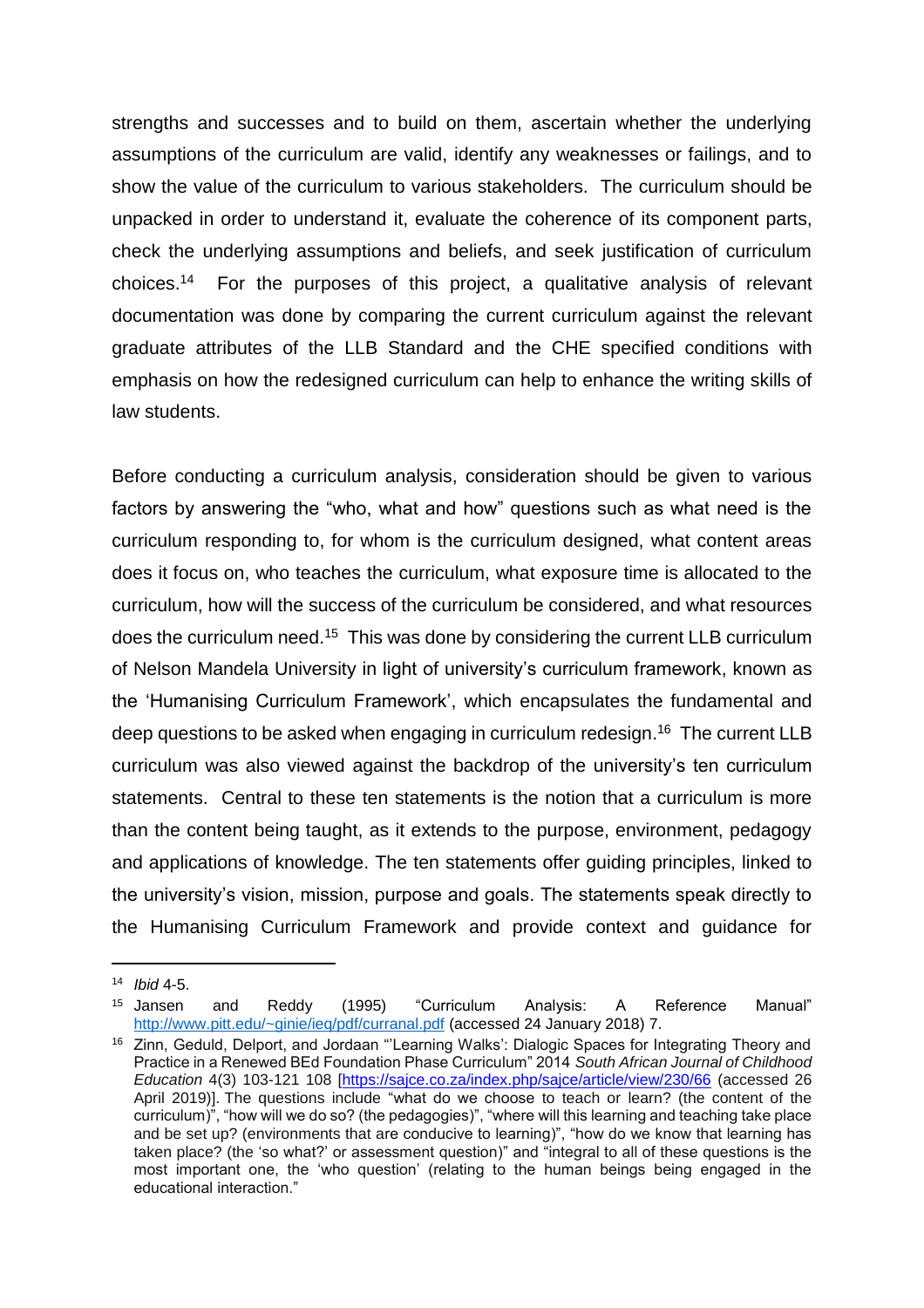strengths and successes and to build on them, ascertain whether the underlying assumptions of the curriculum are valid, identify any weaknesses or failings, and to show the value of the curriculum to various stakeholders. The curriculum should be unpacked in order to understand it, evaluate the coherence of its component parts, check the underlying assumptions and beliefs, and seek justification of curriculum choices.[14] For the purposes of this project, a qualitative analysis of relevant documentation was done by comparing the current curriculum against the relevant graduate attributes of the LLB Standard and the CHE specified conditions with emphasis on how the redesigned curriculum can help to enhance the writing skills of law students.

Before conducting a curriculum analysis, consideration should be given to various factors by answering the "who, what and how" questions such as what need is the curriculum responding to, for whom is the curriculum designed, what content areas does it focus on, who teaches the curriculum, what exposure time is allocated to the curriculum, how will the success of the curriculum be considered, and what resources does the curriculum need.[15] This was done by considering the current LLB curriculum of Nelson Mandela University in light of university's curriculum framework, known as the 'Humanising Curriculum Framework', which encapsulates the fundamental and deep questions to be asked when engaging in curriculum redesign.[16] The current LLB curriculum was also viewed against the backdrop of the university's ten curriculum statements. Central to these ten statements is the notion that a curriculum is more than the content being taught, as it extends to the purpose, environment, pedagogy and applications of knowledge. The ten statements offer guiding principles, linked to the university's vision, mission, purpose and goals. The statements speak directly to the Humanising Curriculum Framework and provide context and guidance for

---

[14] *Ibid* 4-5.

[15] Jansen and Reddy (1995) "Curriculum Analysis: A Reference Manual" http://www.pitt.edu/~ginie/ieq/pdf/curranal.pdf (accessed 24 January 2018) 7.

[16] Zinn, Geduld, Delport, and Jordaan "'Learning Walks': Dialogic Spaces for Integrating Theory and Practice in a Renewed BEd Foundation Phase Curriculum" 2014 *South African Journal of Childhood Education* 4(3) 103-121 108 [https://sajce.co.za/index.php/sajce/article/view/230/66 (accessed 26 April 2019)]. The questions include "what do we choose to teach or learn? (the content of the curriculum)", "how will we do so? (the pedagogies)", "where will this learning and teaching take place and be set up? (environments that are conducive to learning)", "how do we know that learning has taken place? (the 'so what?' or assessment question)" and "integral to all of these questions is the most important one, the 'who question' (relating to the human beings being engaged in the educational interaction."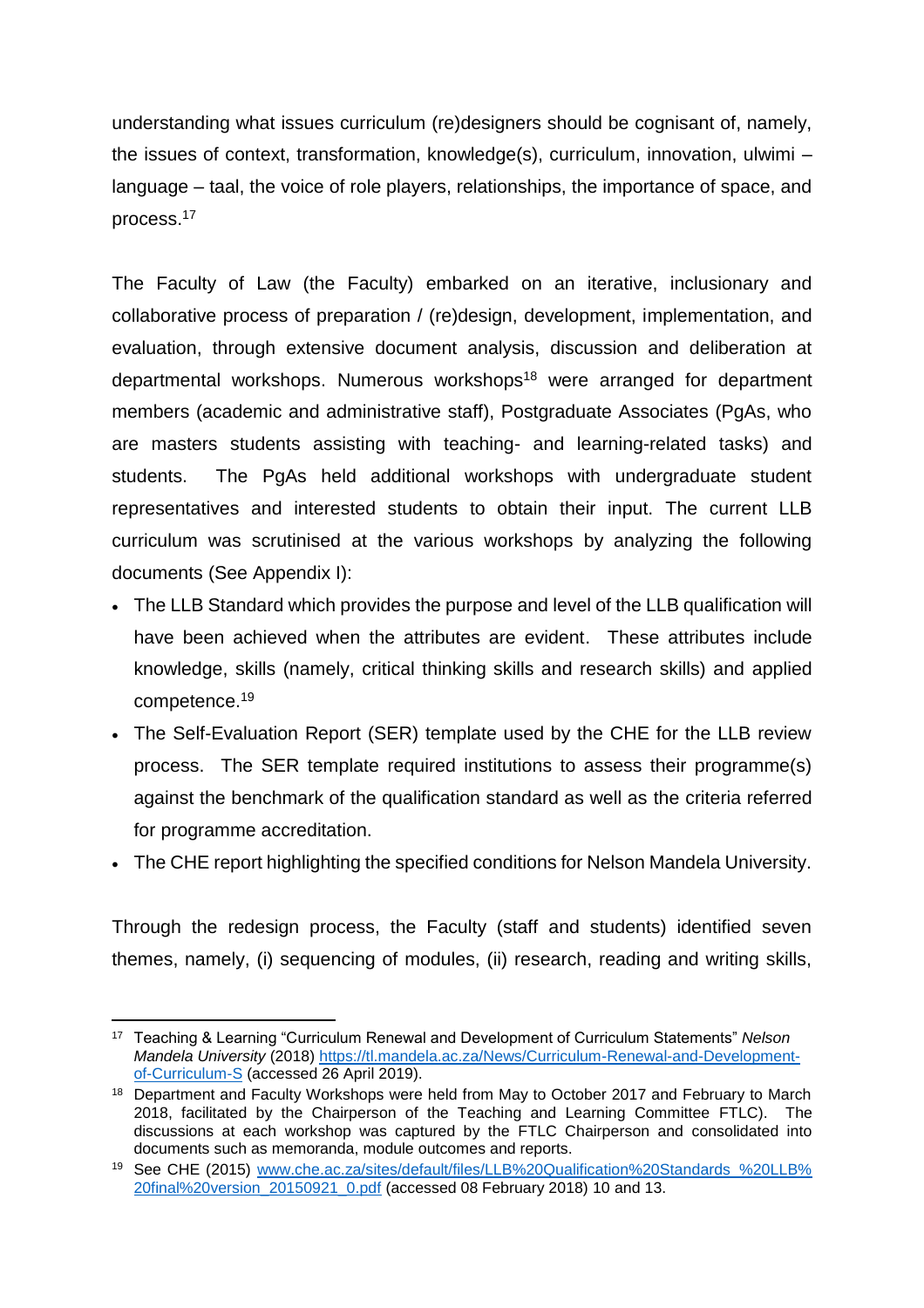understanding what issues curriculum (re)designers should be cognisant of, namely, the issues of context, transformation, knowledge(s), curriculum, innovation, ulwimi – language – taal, the voice of role players, relationships, the importance of space, and process.[17]

The Faculty of Law (the Faculty) embarked on an iterative, inclusionary and collaborative process of preparation / (re)design, development, implementation, and evaluation, through extensive document analysis, discussion and deliberation at departmental workshops. Numerous workshops[18] were arranged for department members (academic and administrative staff), Postgraduate Associates (PgAs, who are masters students assisting with teaching- and learning-related tasks) and students. The PgAs held additional workshops with undergraduate student representatives and interested students to obtain their input. The current LLB curriculum was scrutinised at the various workshops by analyzing the following documents (See Appendix I):

- The LLB Standard which provides the purpose and level of the LLB qualification will have been achieved when the attributes are evident. These attributes include knowledge, skills (namely, critical thinking skills and research skills) and applied competence.[19]
- The Self-Evaluation Report (SER) template used by the CHE for the LLB review process. The SER template required institutions to assess their programme(s) against the benchmark of the qualification standard as well as the criteria referred for programme accreditation.
- The CHE report highlighting the specified conditions for Nelson Mandela University.

Through the redesign process, the Faculty (staff and students) identified seven themes, namely, (i) sequencing of modules, (ii) research, reading and writing skills,

---

[17] Teaching & Learning "Curriculum Renewal and Development of Curriculum Statements" *Nelson Mandela University* (2018) https://tl.mandela.ac.za/News/Curriculum-Renewal-and-Development-of-Curriculum-S (accessed 26 April 2019).

[18] Department and Faculty Workshops were held from May to October 2017 and February to March 2018, facilitated by the Chairperson of the Teaching and Learning Committee FTLC). The discussions at each workshop was captured by the FTLC Chairperson and consolidated into documents such as memoranda, module outcomes and reports.

[19] See CHE (2015) www.che.ac.za/sites/default/files/LLB%20Qualification%20Standards_%20LLB%20final%20version_20150921_0.pdf (accessed 08 February 2018) 10 and 13.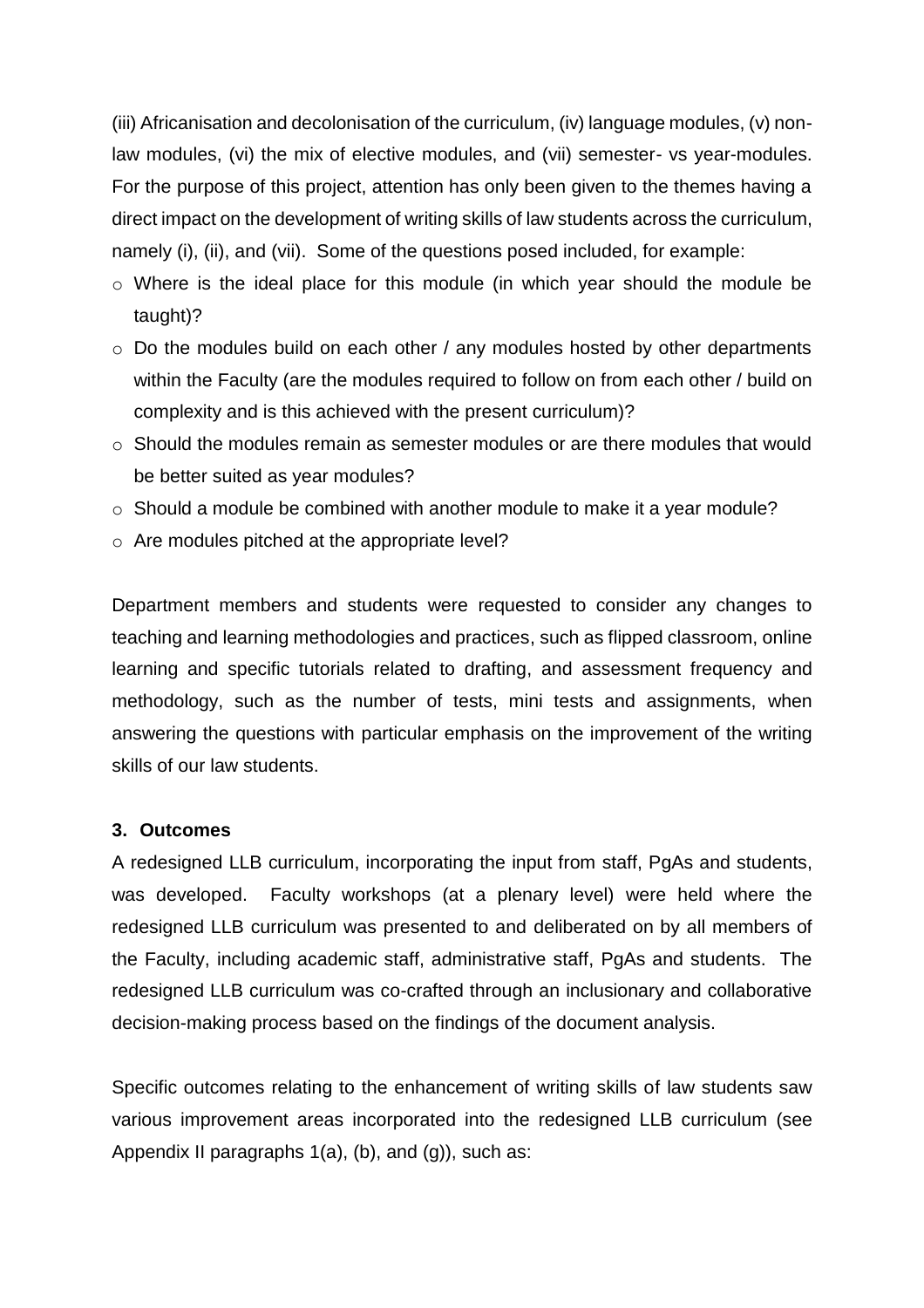(iii) Africanisation and decolonisation of the curriculum, (iv) language modules, (v) non-law modules, (vi) the mix of elective modules, and (vii) semester- vs year-modules. For the purpose of this project, attention has only been given to the themes having a direct impact on the development of writing skills of law students across the curriculum, namely (i), (ii), and (vii). Some of the questions posed included, for example:

- Where is the ideal place for this module (in which year should the module be taught)?
- Do the modules build on each other / any modules hosted by other departments within the Faculty (are the modules required to follow on from each other / build on complexity and is this achieved with the present curriculum)?
- Should the modules remain as semester modules or are there modules that would be better suited as year modules?
- Should a module be combined with another module to make it a year module?
- Are modules pitched at the appropriate level?

Department members and students were requested to consider any changes to teaching and learning methodologies and practices, such as flipped classroom, online learning and specific tutorials related to drafting, and assessment frequency and methodology, such as the number of tests, mini tests and assignments, when answering the questions with particular emphasis on the improvement of the writing skills of our law students.

### 3. Outcomes

A redesigned LLB curriculum, incorporating the input from staff, PgAs and students, was developed. Faculty workshops (at a plenary level) were held where the redesigned LLB curriculum was presented to and deliberated on by all members of the Faculty, including academic staff, administrative staff, PgAs and students. The redesigned LLB curriculum was co-crafted through an inclusionary and collaborative decision-making process based on the findings of the document analysis.

Specific outcomes relating to the enhancement of writing skills of law students saw various improvement areas incorporated into the redesigned LLB curriculum (see Appendix II paragraphs 1(a), (b), and (g)), such as: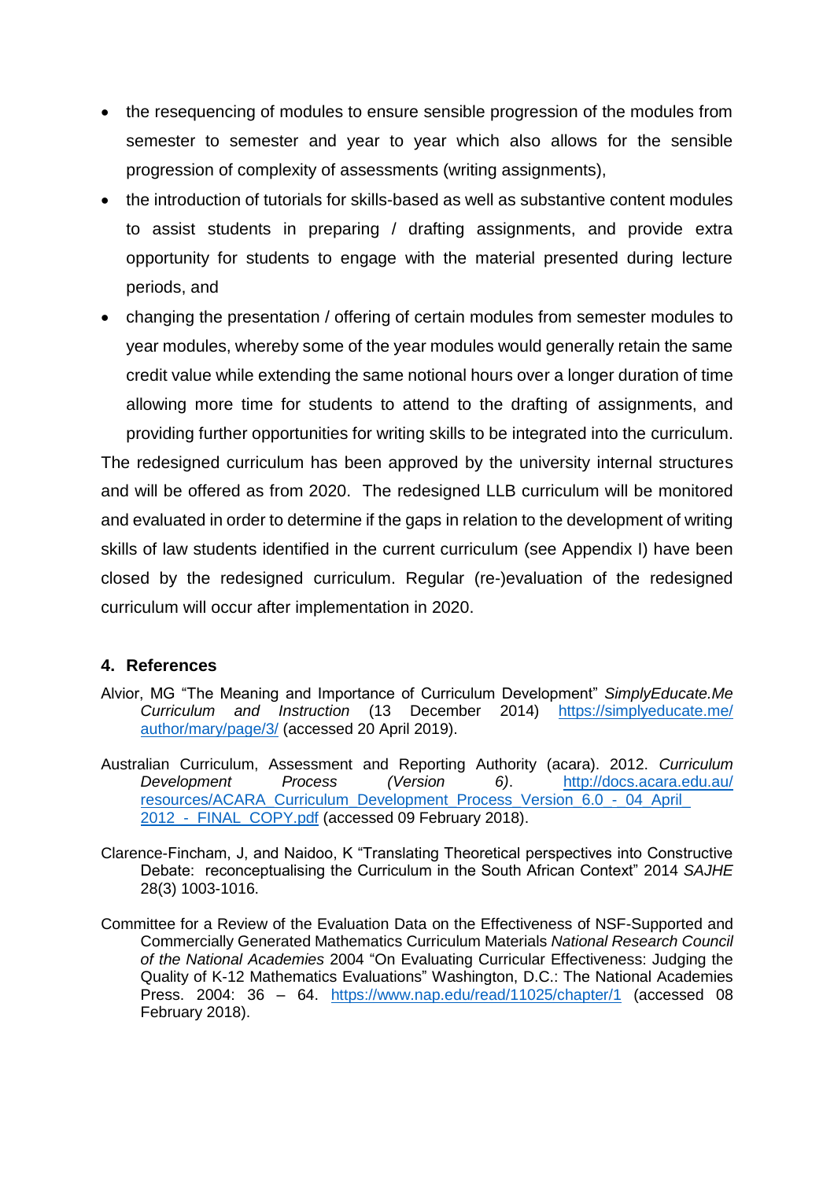- the resequencing of modules to ensure sensible progression of the modules from semester to semester and year to year which also allows for the sensible progression of complexity of assessments (writing assignments),
- the introduction of tutorials for skills-based as well as substantive content modules to assist students in preparing / drafting assignments, and provide extra opportunity for students to engage with the material presented during lecture periods, and
- changing the presentation / offering of certain modules from semester modules to year modules, whereby some of the year modules would generally retain the same credit value while extending the same notional hours over a longer duration of time allowing more time for students to attend to the drafting of assignments, and providing further opportunities for writing skills to be integrated into the curriculum.

The redesigned curriculum has been approved by the university internal structures and will be offered as from 2020. The redesigned LLB curriculum will be monitored and evaluated in order to determine if the gaps in relation to the development of writing skills of law students identified in the current curriculum (see Appendix I) have been closed by the redesigned curriculum. Regular (re-)evaluation of the redesigned curriculum will occur after implementation in 2020.

## 4. References

Alvior, MG "The Meaning and Importance of Curriculum Development" *SimplyEducate.Me Curriculum and Instruction* (13 December 2014) https://simplyeducate.me/author/mary/page/3/ (accessed 20 April 2019).

Australian Curriculum, Assessment and Reporting Authority (acara). 2012. *Curriculum Development Process (Version 6)*. http://docs.acara.edu.au/resources/ACARA_Curriculum_Development_Process_Version_6.0_-_04_April_2012_-_FINAL_COPY.pdf (accessed 09 February 2018).

Clarence-Fincham, J, and Naidoo, K "Translating Theoretical perspectives into Constructive Debate: reconceptualising the Curriculum in the South African Context" 2014 *SAJHE* 28(3) 1003-1016.

Committee for a Review of the Evaluation Data on the Effectiveness of NSF-Supported and Commercially Generated Mathematics Curriculum Materials *National Research Council of the National Academies* 2004 "On Evaluating Curricular Effectiveness: Judging the Quality of K-12 Mathematics Evaluations" Washington, D.C.: The National Academies Press. 2004: 36 – 64. https://www.nap.edu/read/11025/chapter/1 (accessed 08 February 2018).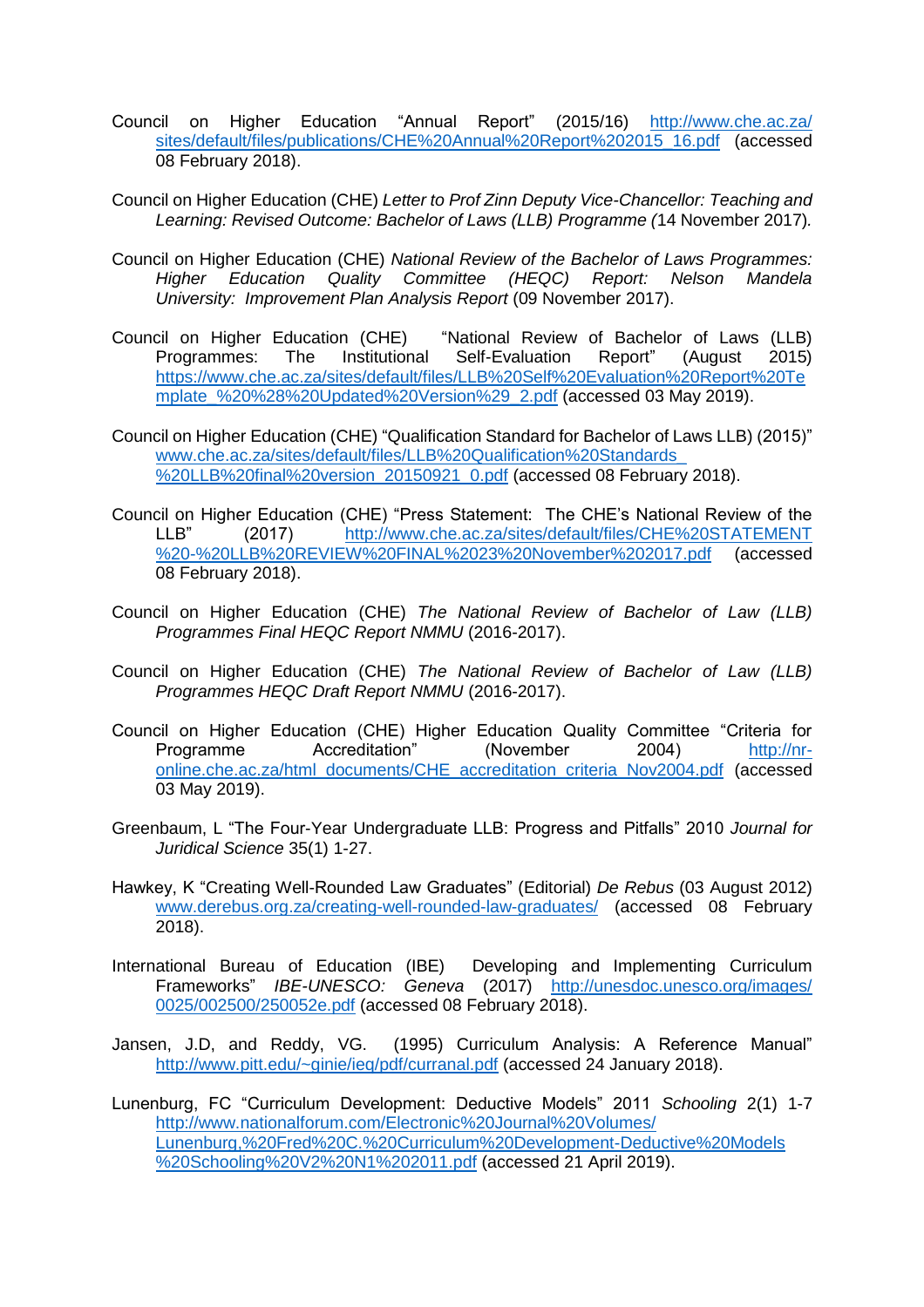Council on Higher Education "Annual Report" (2015/16) http://www.che.ac.za/sites/default/files/publications/CHE%20Annual%20Report%202015_16.pdf (accessed 08 February 2018).

Council on Higher Education (CHE) *Letter to Prof Zinn Deputy Vice-Chancellor: Teaching and Learning: Revised Outcome: Bachelor of Laws (LLB) Programme (*14 November 2017)*.*

Council on Higher Education (CHE) *National Review of the Bachelor of Laws Programmes: Higher Education Quality Committee (HEQC) Report: Nelson Mandela University: Improvement Plan Analysis Report* (09 November 2017).

Council on Higher Education (CHE) "National Review of Bachelor of Laws (LLB) Programmes: The Institutional Self-Evaluation Report" (August 2015) https://www.che.ac.za/sites/default/files/LLB%20Self%20Evaluation%20Report%20Template_%20%28%20Updated%20Version%29_2.pdf (accessed 03 May 2019).

Council on Higher Education (CHE) "Qualification Standard for Bachelor of Laws LLB) (2015)" www.che.ac.za/sites/default/files/LLB%20Qualification%20Standards_%20LLB%20final%20version_20150921_0.pdf (accessed 08 February 2018).

Council on Higher Education (CHE) "Press Statement: The CHE's National Review of the LLB" (2017) http://www.che.ac.za/sites/default/files/CHE%20STATEMENT%20-%20LLB%20REVIEW%20FINAL%2023%20November%202017.pdf (accessed 08 February 2018).

Council on Higher Education (CHE) *The National Review of Bachelor of Law (LLB) Programmes Final HEQC Report NMMU* (2016-2017).

Council on Higher Education (CHE) *The National Review of Bachelor of Law (LLB) Programmes HEQC Draft Report NMMU* (2016-2017).

Council on Higher Education (CHE) Higher Education Quality Committee "Criteria for Programme Accreditation" (November 2004) http://nr-online.che.ac.za/html_documents/CHE_accreditation_criteria_Nov2004.pdf (accessed 03 May 2019).

Greenbaum, L "The Four-Year Undergraduate LLB: Progress and Pitfalls" 2010 *Journal for Juridical Science* 35(1) 1-27.

Hawkey, K "Creating Well-Rounded Law Graduates" (Editorial) *De Rebus* (03 August 2012) www.derebus.org.za/creating-well-rounded-law-graduates/ (accessed 08 February 2018).

International Bureau of Education (IBE) Developing and Implementing Curriculum Frameworks" *IBE-UNESCO: Geneva* (2017) http://unesdoc.unesco.org/images/0025/002500/250052e.pdf (accessed 08 February 2018).

Jansen, J.D, and Reddy, VG. (1995) Curriculum Analysis: A Reference Manual" http://www.pitt.edu/~ginie/ieq/pdf/curranal.pdf (accessed 24 January 2018).

Lunenburg, FC "Curriculum Development: Deductive Models" 2011 *Schooling* 2(1) 1-7 http://www.nationalforum.com/Electronic%20Journal%20Volumes/Lunenburg,%20Fred%20C.%20Curriculum%20Development-Deductive%20Models%20Schooling%20V2%20N1%202011.pdf (accessed 21 April 2019).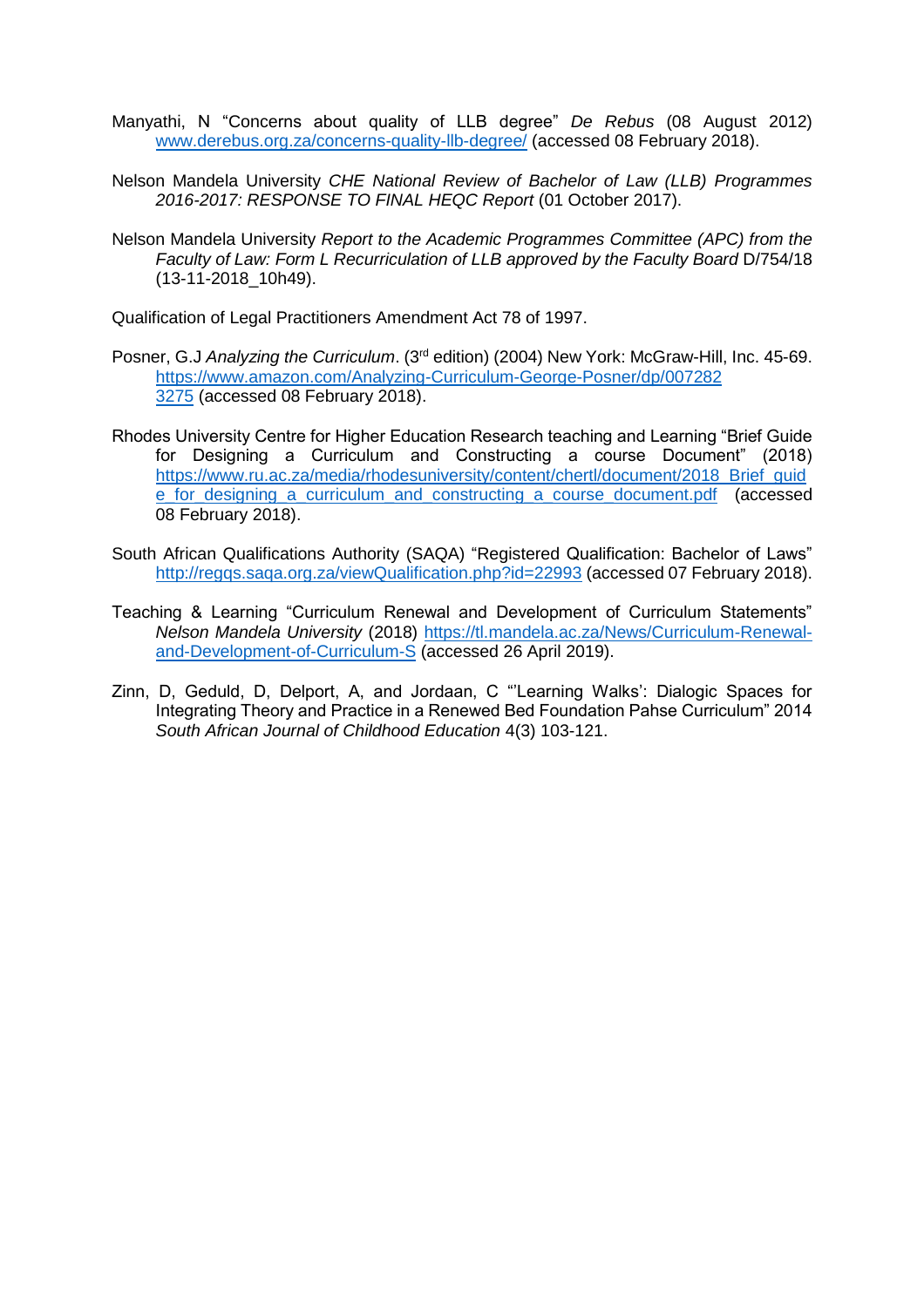Manyathi, N "Concerns about quality of LLB degree" *De Rebus* (08 August 2012) www.derebus.org.za/concerns-quality-llb-degree/ (accessed 08 February 2018).

Nelson Mandela University *CHE National Review of Bachelor of Law (LLB) Programmes 2016-2017: RESPONSE TO FINAL HEQC Report* (01 October 2017).

Nelson Mandela University *Report to the Academic Programmes Committee (APC) from the Faculty of Law: Form L Recurriculation of LLB approved by the Faculty Board* D/754/18 (13-11-2018_10h49).

Qualification of Legal Practitioners Amendment Act 78 of 1997.

Posner, G.J *Analyzing the Curriculum*. (3rd edition) (2004) New York: McGraw-Hill, Inc. 45-69. https://www.amazon.com/Analyzing-Curriculum-George-Posner/dp/0072823275 (accessed 08 February 2018).

Rhodes University Centre for Higher Education Research teaching and Learning "Brief Guide for Designing a Curriculum and Constructing a course Document" (2018) https://www.ru.ac.za/media/rhodesuniversity/content/chertl/document/2018_Brief_guide_for_designing_a_curriculum_and_constructing_a_course_document.pdf (accessed 08 February 2018).

South African Qualifications Authority (SAQA) "Registered Qualification: Bachelor of Laws" http://regqs.saqa.org.za/viewQualification.php?id=22993 (accessed 07 February 2018).

Teaching & Learning "Curriculum Renewal and Development of Curriculum Statements" *Nelson Mandela University* (2018) https://tl.mandela.ac.za/News/Curriculum-Renewal-and-Development-of-Curriculum-S (accessed 26 April 2019).

Zinn, D, Geduld, D, Delport, A, and Jordaan, C "'Learning Walks': Dialogic Spaces for Integrating Theory and Practice in a Renewed Bed Foundation Pahse Curriculum" 2014 *South African Journal of Childhood Education* 4(3) 103-121.